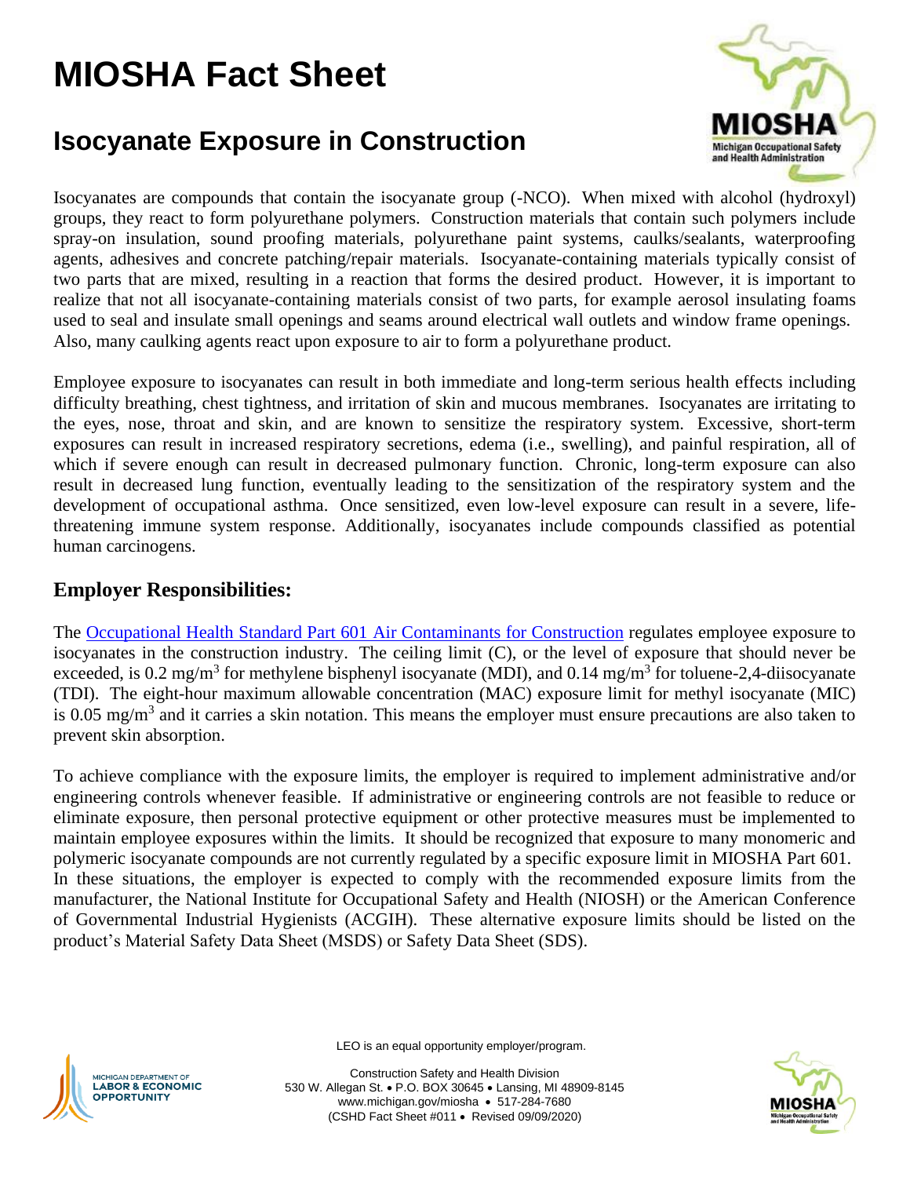# MIOSHA Fact Sheet

## Isocyanate Exposure in Construction

Isocyanates are compounds that contain the isocyanate group (-NCO). When mixed with alcohol (hydroxyl) groups, they react to form polyurethane polymers. Construction materials that contain such polymers include spray-on insulation, sound proofing materials, polyurethane paint systems, caulks/sealants, waterproofing agents, adhesives and concrete patching/repair materials. Isocyanate-containing materials typically consist of two parts that are mixed, resulting in a reaction that forms the desired product. However, it is important to realize that not all isocyanate-containing materials consist of two parts, for example aerosol insulating foams used to seal and insulate small openings and seams around electrical wall outlets and window frame openings. Also, many caulking agents react upon exposure to air to form a polyurethane product.

Employee exposure to isocyanates can result in both immediate and long-term serious health effects including difficulty breathing, chest tightness, and irritation of skin and mucous membranes. Isocyanates are irritating to the eyes, nose, throat and skin, and are known to sensitize the respiratory system. Excessive, short-term exposures can result in increased respiratory secretions, edema (i.e., swelling), and painful respiration, all of which if severe enough can result in decreased pulmonary function. Chronic, long-term exposure can also result in decreased lung function, eventually leading to the sensitization of the respiratory system and the development of occupational asthma. Once sensitized, even low-level exposure can result in a severe, life-threatening immune system response. Additionally, isocyanates include compounds classified as potential human carcinogens.

### Employer Responsibilities:

The Occupational Health Standard Part 601 Air Contaminants for Construction regulates employee exposure to isocyanates in the construction industry. The ceiling limit (C), or the level of exposure that should never be exceeded, is 0.2 $mg/m^3$ for methylene bisphenyl isocyanate (MDI), and 0.14 $mg/m^3$ for toluene-2,4-diisocyanate (TDI). The eight-hour maximum allowable concentration (MAC) exposure limit for methyl isocyanate (MIC) is 0.05 $mg/m^3$ and it carries a skin notation. This means the employer must ensure precautions are also taken to prevent skin absorption.

To achieve compliance with the exposure limits, the employer is required to implement administrative and/or engineering controls whenever feasible. If administrative or engineering controls are not feasible to reduce or eliminate exposure, then personal protective equipment or other protective measures must be implemented to maintain employee exposures within the limits. It should be recognized that exposure to many monomeric and polymeric isocyanate compounds are not currently regulated by a specific exposure limit in MIOSHA Part 601. In these situations, the employer is expected to comply with the recommended exposure limits from the manufacturer, the National Institute for Occupational Safety and Health (NIOSH) or the American Conference of Governmental Industrial Hygienists (ACGIH). These alternative exposure limits should be listed on the product's Material Safety Data Sheet (MSDS) or Safety Data Sheet (SDS).

LEO is an equal opportunity employer/program.

Construction Safety and Health Division
530 W. Allegan St. • P.O. BOX 30645 • Lansing, MI 48909-8145
www.michigan.gov/miosha • 517-284-7680
(CSHD Fact Sheet #011 • Revised 09/09/2020)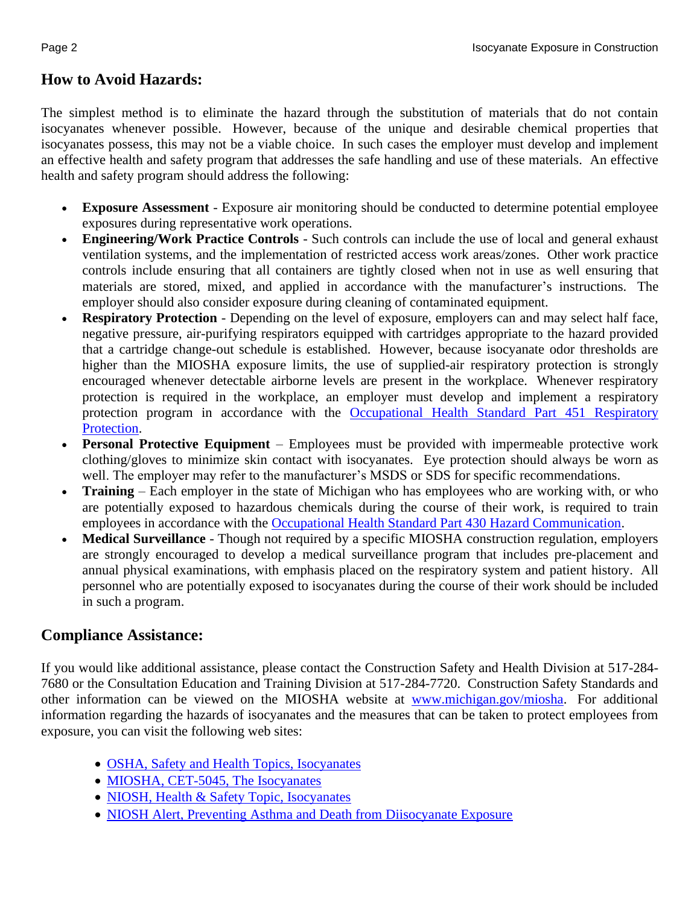## How to Avoid Hazards:

The simplest method is to eliminate the hazard through the substitution of materials that do not contain isocyanates whenever possible. However, because of the unique and desirable chemical properties that isocyanates possess, this may not be a viable choice. In such cases the employer must develop and implement an effective health and safety program that addresses the safe handling and use of these materials. An effective health and safety program should address the following:

- **Exposure Assessment** - Exposure air monitoring should be conducted to determine potential employee exposures during representative work operations.
- **Engineering/Work Practice Controls** - Such controls can include the use of local and general exhaust ventilation systems, and the implementation of restricted access work areas/zones. Other work practice controls include ensuring that all containers are tightly closed when not in use as well ensuring that materials are stored, mixed, and applied in accordance with the manufacturer's instructions. The employer should also consider exposure during cleaning of contaminated equipment.
- **Respiratory Protection** - Depending on the level of exposure, employers can and may select half face, negative pressure, air-purifying respirators equipped with cartridges appropriate to the hazard provided that a cartridge change-out schedule is established. However, because isocyanate odor thresholds are higher than the MIOSHA exposure limits, the use of supplied-air respiratory protection is strongly encouraged whenever detectable airborne levels are present in the workplace. Whenever respiratory protection is required in the workplace, an employer must develop and implement a respiratory protection program in accordance with the [Occupational Health Standard Part 451 Respiratory Protection](#).
- **Personal Protective Equipment** – Employees must be provided with impermeable protective work clothing/gloves to minimize skin contact with isocyanates. Eye protection should always be worn as well. The employer may refer to the manufacturer's MSDS or SDS for specific recommendations.
- **Training** – Each employer in the state of Michigan who has employees who are working with, or who are potentially exposed to hazardous chemicals during the course of their work, is required to train employees in accordance with the [Occupational Health Standard Part 430 Hazard Communication](#).
- **Medical Surveillance** - Though not required by a specific MIOSHA construction regulation, employers are strongly encouraged to develop a medical surveillance program that includes pre-placement and annual physical examinations, with emphasis placed on the respiratory system and patient history. All personnel who are potentially exposed to isocyanates during the course of their work should be included in such a program.

## Compliance Assistance:

If you would like additional assistance, please contact the Construction Safety and Health Division at 517-284-7680 or the Consultation Education and Training Division at 517-284-7720. Construction Safety Standards and other information can be viewed on the MIOSHA website at [www.michigan.gov/miosha](http://www.michigan.gov/miosha). For additional information regarding the hazards of isocyanates and the measures that can be taken to protect employees from exposure, you can visit the following web sites:

- [OSHA, Safety and Health Topics, Isocyanates](#)
- [MIOSHA, CET-5045, The Isocyanates](#)
- [NIOSH, Health & Safety Topic, Isocyanates](#)
- [NIOSH Alert, Preventing Asthma and Death from Diisocyanate Exposure](#)